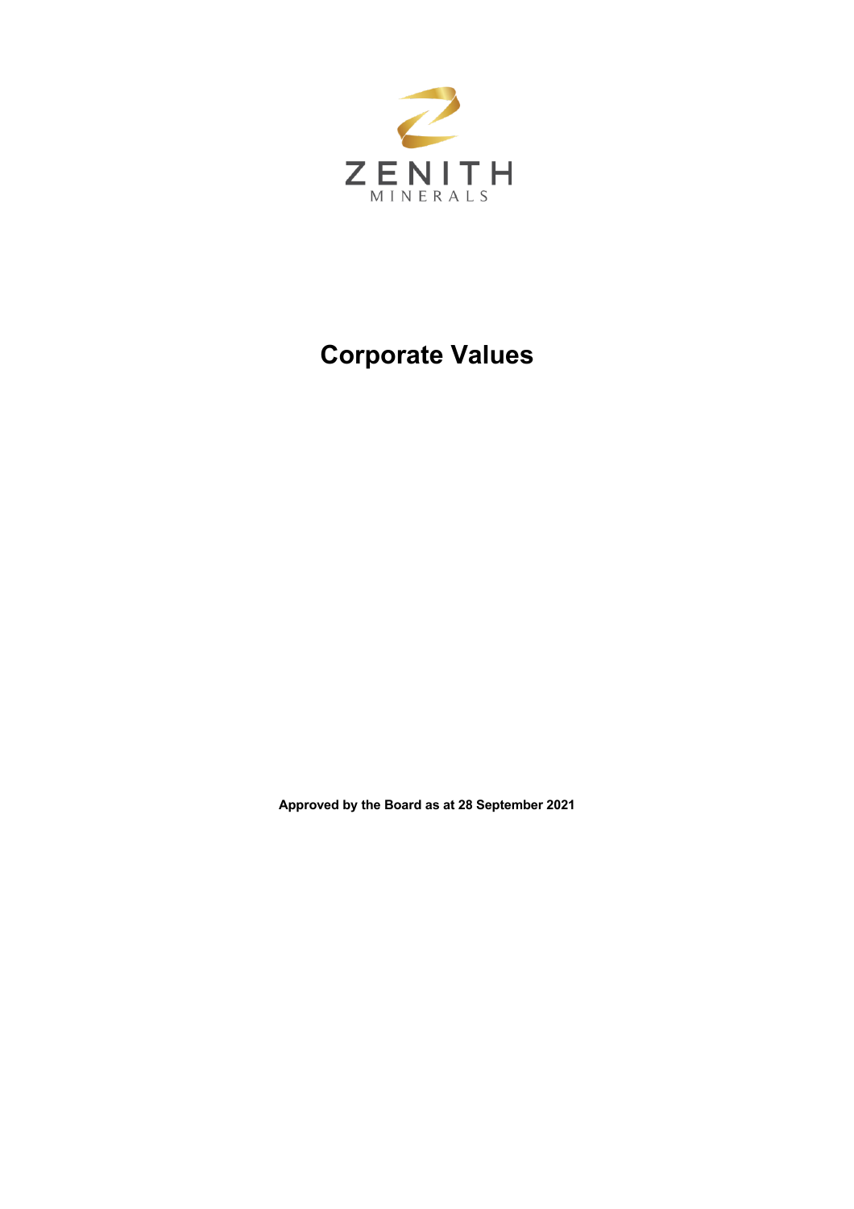ZENITH
MINERALS

# Corporate Values

**Approved by the Board as at 28 September 2021**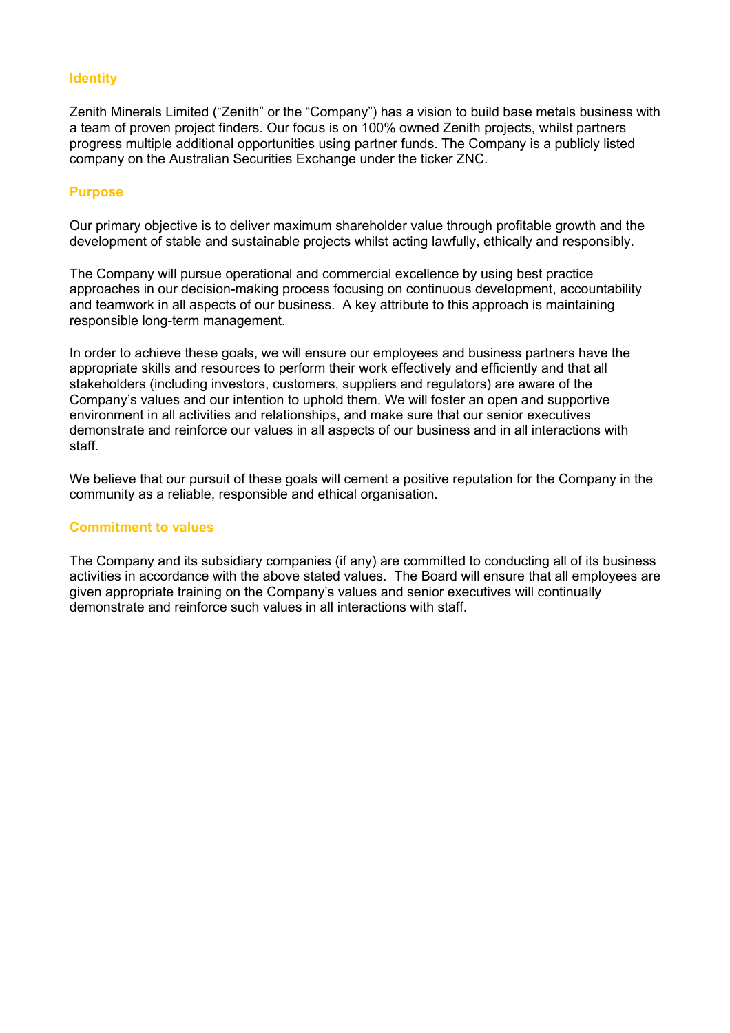## Identity

Zenith Minerals Limited ("Zenith" or the "Company") has a vision to build base metals business with a team of proven project finders. Our focus is on 100% owned Zenith projects, whilst partners progress multiple additional opportunities using partner funds. The Company is a publicly listed company on the Australian Securities Exchange under the ticker ZNC.

## Purpose

Our primary objective is to deliver maximum shareholder value through profitable growth and the development of stable and sustainable projects whilst acting lawfully, ethically and responsibly.

The Company will pursue operational and commercial excellence by using best practice approaches in our decision-making process focusing on continuous development, accountability and teamwork in all aspects of our business. A key attribute to this approach is maintaining responsible long-term management.

In order to achieve these goals, we will ensure our employees and business partners have the appropriate skills and resources to perform their work effectively and efficiently and that all stakeholders (including investors, customers, suppliers and regulators) are aware of the Company's values and our intention to uphold them. We will foster an open and supportive environment in all activities and relationships, and make sure that our senior executives demonstrate and reinforce our values in all aspects of our business and in all interactions with staff.

We believe that our pursuit of these goals will cement a positive reputation for the Company in the community as a reliable, responsible and ethical organisation.

## Commitment to values

The Company and its subsidiary companies (if any) are committed to conducting all of its business activities in accordance with the above stated values. The Board will ensure that all employees are given appropriate training on the Company's values and senior executives will continually demonstrate and reinforce such values in all interactions with staff.